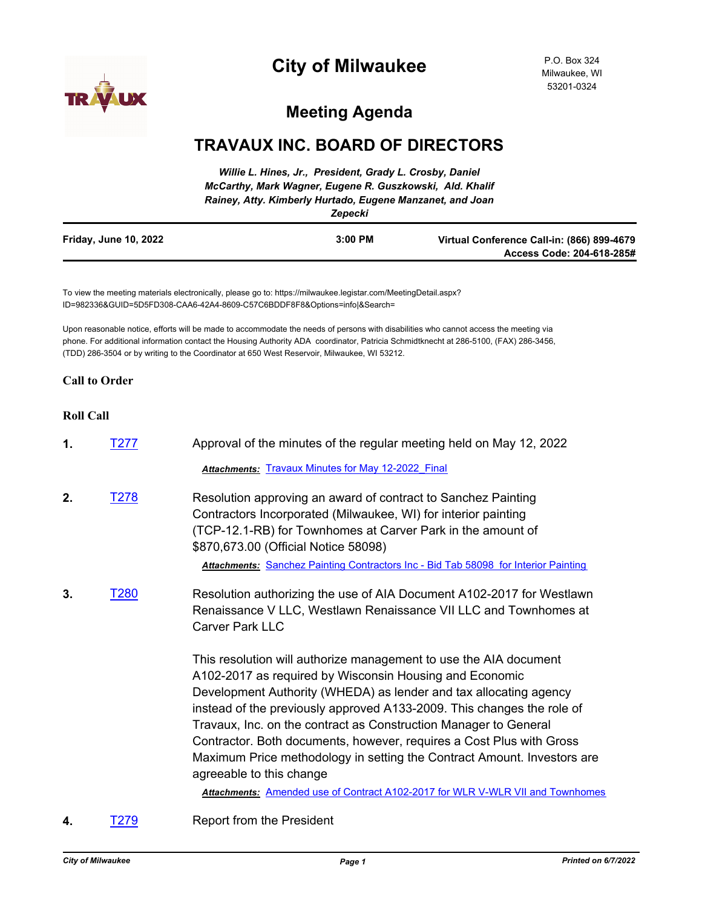# City of Milwaukee

P.O. Box 324
Milwaukee, WI
53201-0324

## Meeting Agenda

## TRAVAUX INC. BOARD OF DIRECTORS

*Willie L. Hines, Jr., President, Grady L. Crosby, Daniel McCarthy, Mark Wagner, Eugene R. Guszkowski, Ald. Khalif Rainey, Atty. Kimberly Hurtado, Eugene Manzanet, and Joan Zepecki*

**Friday, June 10, 2022** | **3:00 PM** | **Virtual Conference Call-in: (866) 899-4679 Access Code: 204-618-285#**

To view the meeting materials electronically, please go to: https://milwaukee.legistar.com/MeetingDetail.aspx?ID=982336&GUID=5D5FD308-CAA6-42A4-8609-C57C6BDDF8F8&Options=info|&Search=

Upon reasonable notice, efforts will be made to accommodate the needs of persons with disabilities who cannot access the meeting via phone. For additional information contact the Housing Authority ADA coordinator, Patricia Schmidtknecht at 286-5100, (FAX) 286-3456, (TDD) 286-3504 or by writing to the Coordinator at 650 West Reservoir, Milwaukee, WI 53212.

### Call to Order

### Roll Call

**1.** T277 — Approval of the minutes of the regular meeting held on May 12, 2022

***Attachments:*** Travaux Minutes for May 12-2022_Final

**2.** T278 — Resolution approving an award of contract to Sanchez Painting Contractors Incorporated (Milwaukee, WI) for interior painting (TCP-12.1-RB) for Townhomes at Carver Park in the amount of $870,673.00 (Official Notice 58098)

***Attachments:*** Sanchez Painting Contractors Inc - Bid Tab 58098 for Interior Painting

**3.** T280 — Resolution authorizing the use of AIA Document A102-2017 for Westlawn Renaissance V LLC, Westlawn Renaissance VII LLC and Townhomes at Carver Park LLC

This resolution will authorize management to use the AIA document A102-2017 as required by Wisconsin Housing and Economic Development Authority (WHEDA) as lender and tax allocating agency instead of the previously approved A133-2009. This changes the role of Travaux, Inc. on the contract as Construction Manager to General Contractor. Both documents, however, requires a Cost Plus with Gross Maximum Price methodology in setting the Contract Amount. Investors are agreeable to this change

***Attachments:*** Amended use of Contract A102-2017 for WLR V-WLR VII and Townhomes

**4.** T279 — Report from the President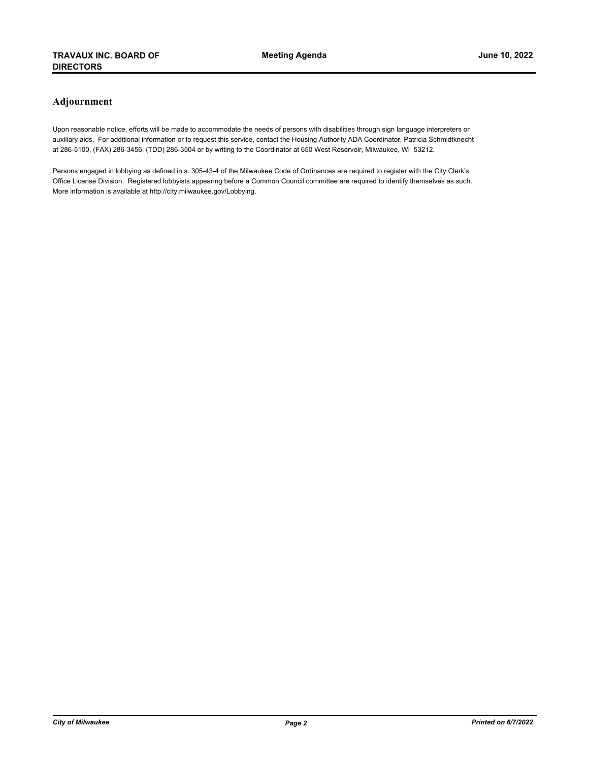## Adjournment

Upon reasonable notice, efforts will be made to accommodate the needs of persons with disabilities through sign language interpreters or auxiliary aids. For additional information or to request this service, contact the Housing Authority ADA Coordinator, Patricia Schmidtknecht at 286-5100, (FAX) 286-3456, (TDD) 286-3504 or by writing to the Coordinator at 650 West Reservoir, Milwaukee, WI 53212.

Persons engaged in lobbying as defined in s. 305-43-4 of the Milwaukee Code of Ordinances are required to register with the City Clerk's Office License Division. Registered lobbyists appearing before a Common Council committee are required to identify themselves as such. More information is available at http://city.milwaukee.gov/Lobbying.